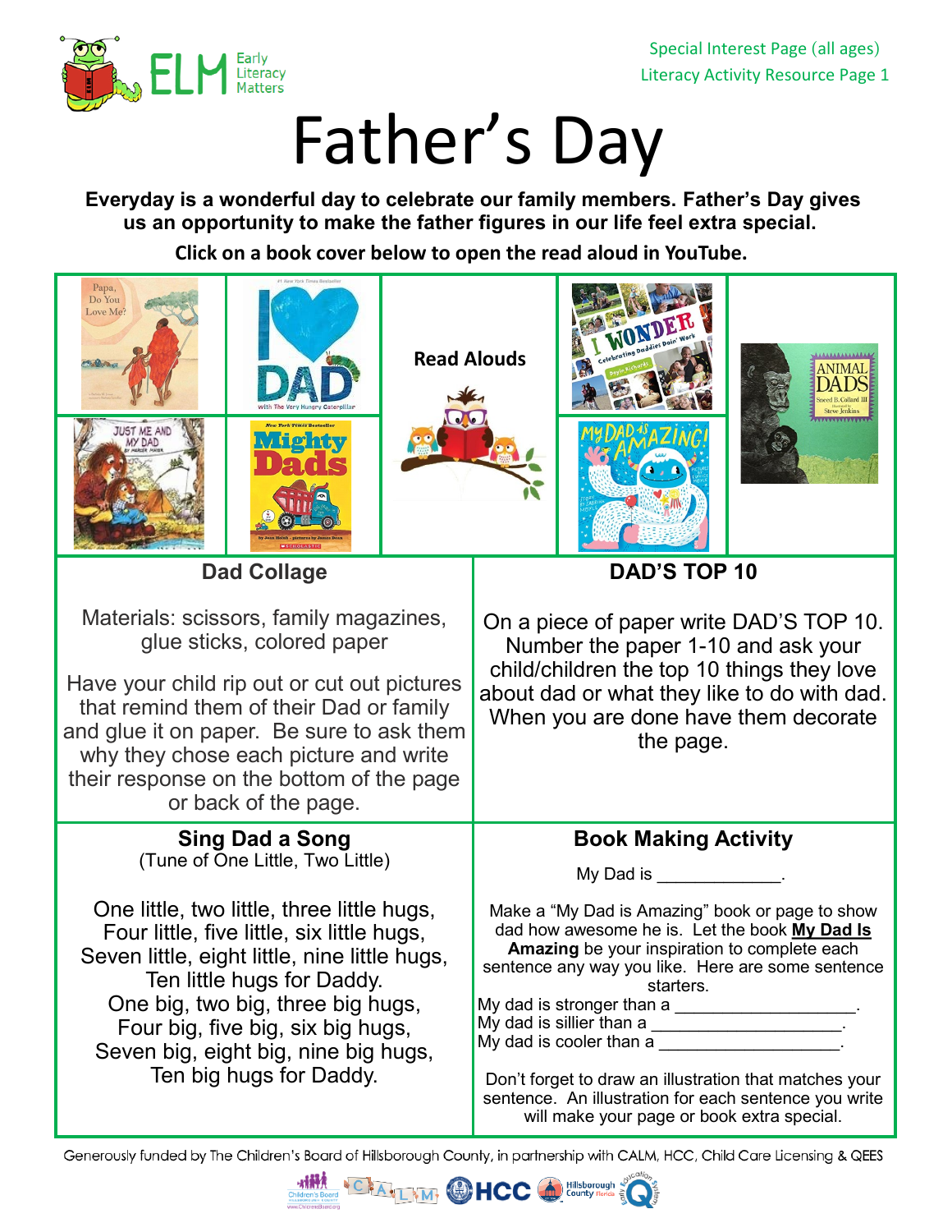Special Interest Page (all ages)
Literacy Activity Resource Page 1

# Father's Day

**Everyday is a wonderful day to celebrate our family members. Father's Day gives us an opportunity to make the father figures in our life feel extra special.**

**Click on a book cover below to open the read aloud in YouTube.**

**Read Alouds**

## Dad Collage

Materials: scissors, family magazines, glue sticks, colored paper

Have your child rip out or cut out pictures that remind them of their Dad or family and glue it on paper. Be sure to ask them why they chose each picture and write their response on the bottom of the page or back of the page.

## DAD'S TOP 10

On a piece of paper write DAD'S TOP 10. Number the paper 1-10 and ask your child/children the top 10 things they love about dad or what they like to do with dad. When you are done have them decorate the page.

## Sing Dad a Song

(Tune of One Little, Two Little)

One little, two little, three little hugs,
Four little, five little, six little hugs,
Seven little, eight little, nine little hugs,
Ten little hugs for Daddy.
One big, two big, three big hugs,
Four big, five big, six big hugs,
Seven big, eight big, nine big hugs,
Ten big hugs for Daddy.

## Book Making Activity

My Dad is _____________.

Make a "My Dad is Amazing" book or page to show dad how awesome he is. Let the book **My Dad Is Amazing** be your inspiration to complete each sentence any way you like. Here are some sentence starters.

My dad is stronger than a ___________________.
My dad is sillier than a ____________________.
My dad is cooler than a ___________________.

Don't forget to draw an illustration that matches your sentence. An illustration for each sentence you write will make your page or book extra special.

Generously funded by The Children's Board of Hillsborough County, in partnership with CALM, HCC, Child Care Licensing & QEES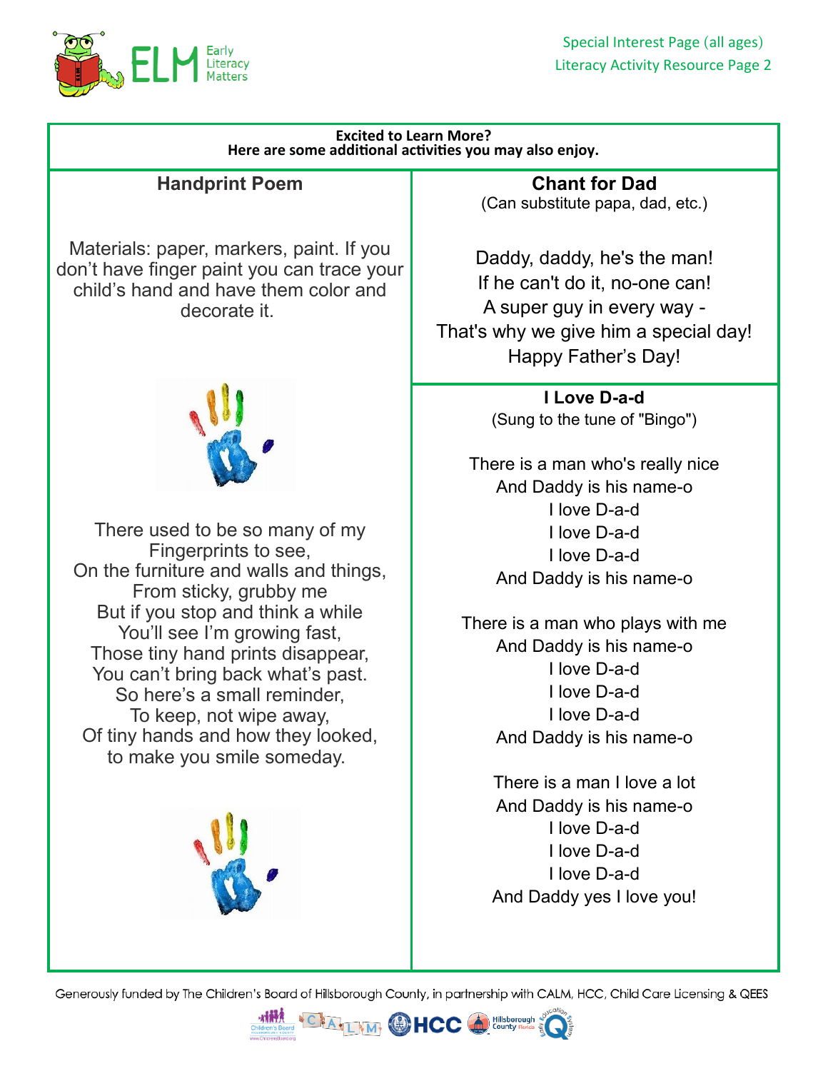**Excited to Learn More?**
**Here are some additional activities you may also enjoy.**

## Handprint Poem

Materials: paper, markers, paint. If you don't have finger paint you can trace your child's hand and have them color and decorate it.

There used to be so many of my
Fingerprints to see,
On the furniture and walls and things,
From sticky, grubby me
But if you stop and think a while
You'll see I'm growing fast,
Those tiny hand prints disappear,
You can't bring back what's past.
So here's a small reminder,
To keep, not wipe away,
Of tiny hands and how they looked,
to make you smile someday.

## Chant for Dad

(Can substitute papa, dad, etc.)

Daddy, daddy, he's the man!
If he can't do it, no-one can!
A super guy in every way -
That's why we give him a special day!
Happy Father's Day!

## I Love D-a-d

(Sung to the tune of "Bingo")

There is a man who's really nice
And Daddy is his name-o
I love D-a-d
I love D-a-d
I love D-a-d
And Daddy is his name-o

There is a man who plays with me
And Daddy is his name-o
I love D-a-d
I love D-a-d
I love D-a-d
And Daddy is his name-o

There is a man I love a lot
And Daddy is his name-o
I love D-a-d
I love D-a-d
I love D-a-d
And Daddy yes I love you!

Generously funded by The Children's Board of Hillsborough County, in partnership with CALM, HCC, Child Care Licensing & QEES